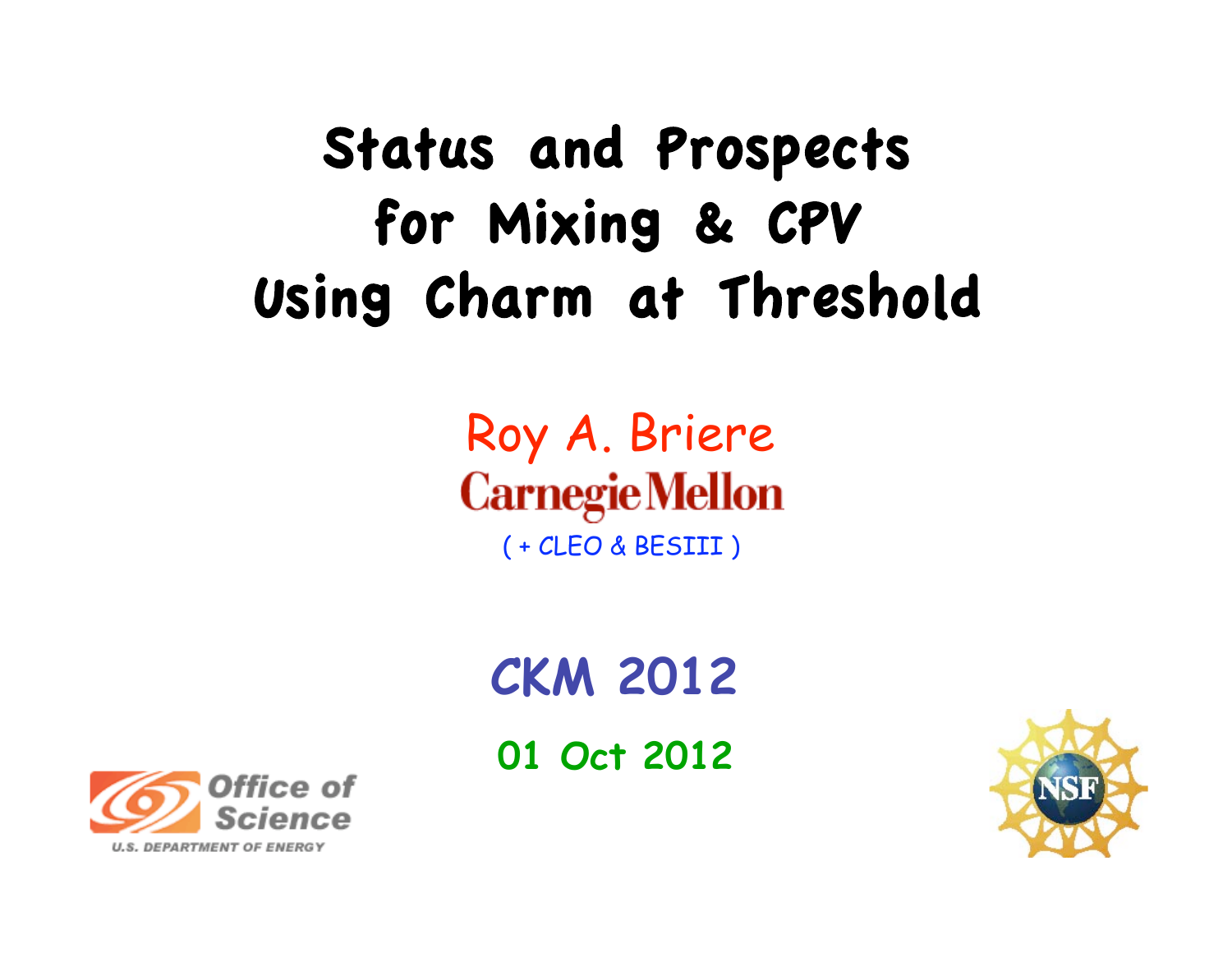# Status and Prospects for Mixing & CPV Using Charm at Threshold

Roy A. Briere

Carnegie Mellon

( + CLEO & BESIII )

**CKM 2012**

**01 Oct 2012**

Office of Science
U.S. DEPARTMENT OF ENERGY

NSF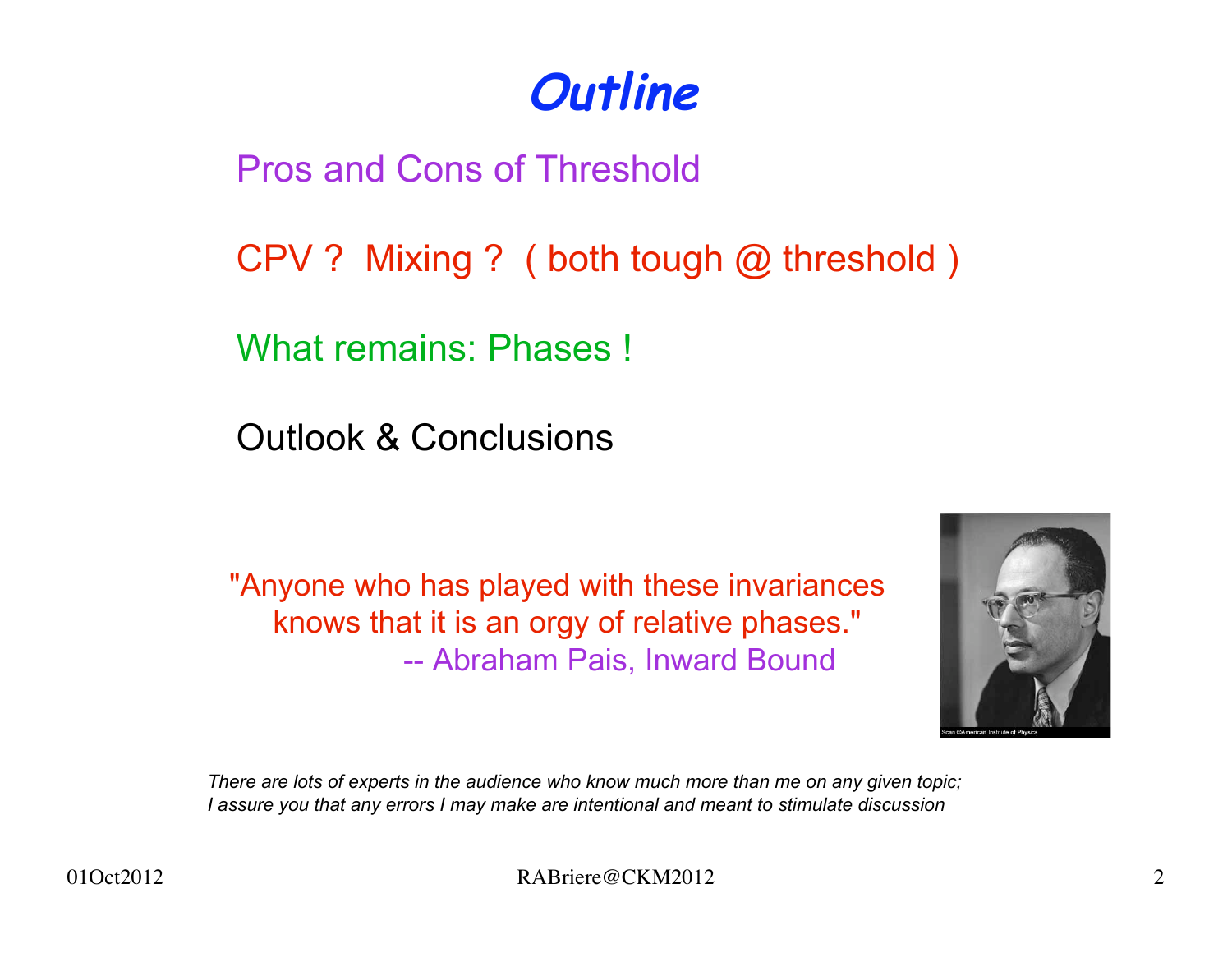# Outline

Pros and Cons of Threshold

CPV ? Mixing ? ( both tough @ threshold )

What remains: Phases !

Outlook & Conclusions

"Anyone who has played with these invariances knows that it is an orgy of relative phases."
-- Abraham Pais, Inward Bound

*There are lots of experts in the audience who know much more than me on any given topic; I assure you that any errors I may make are intentional and meant to stimulate discussion*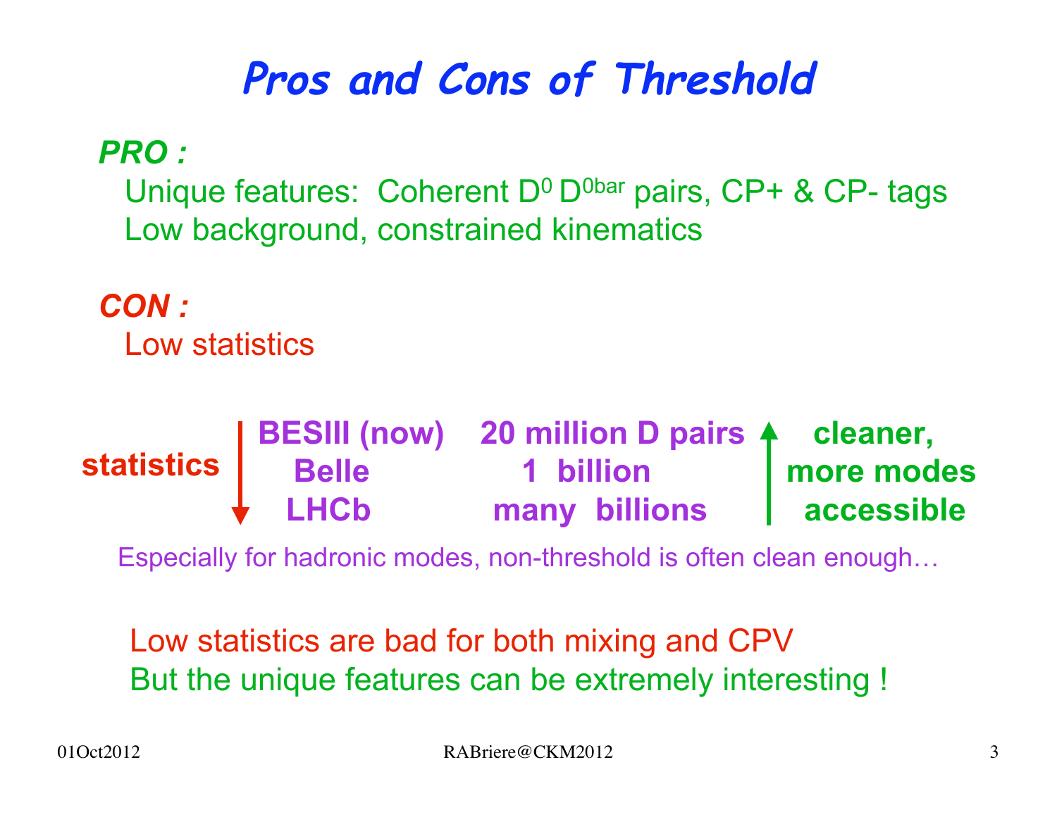# Pros and Cons of Threshold

***PRO :***

Unique features: Coherent $D^0 D^{0bar}$ pairs, CP+ & CP- tags

Low background, constrained kinematics

***CON :***

Low statistics

| statistics ↓ | | | ↑ cleaner, more modes accessible |
|---|---|---|---|
| | **BESIII (now)** | **20 million D pairs** | |
| | **Belle** | **1 billion** | |
| | **LHCb** | **many billions** | |

Especially for hadronic modes, non-threshold is often clean enough…

Low statistics are bad for both mixing and CPV

But the unique features can be extremely interesting !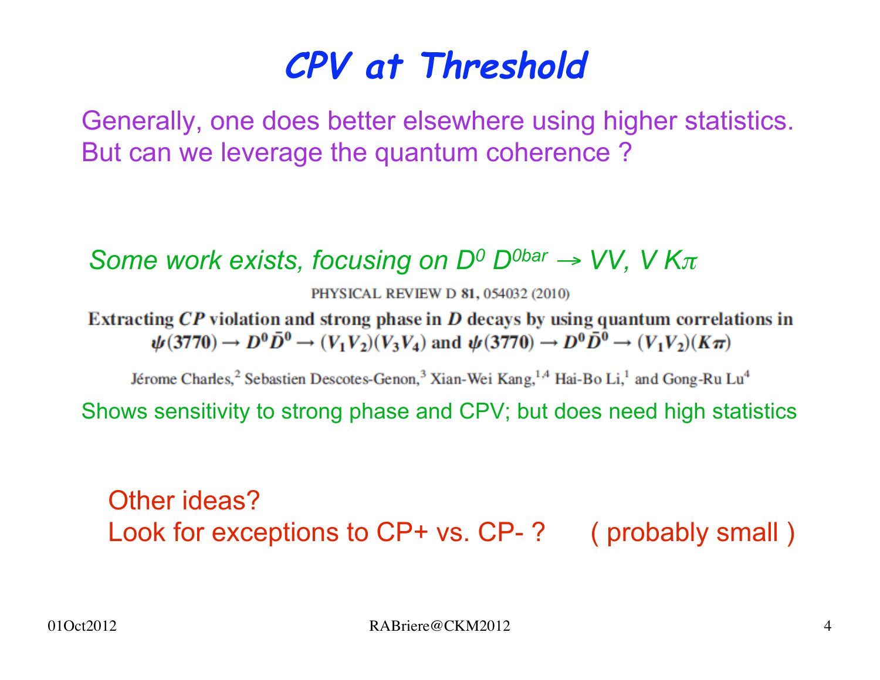# *CPV at Threshold*

Generally, one does better elsewhere using higher statistics.
But can we leverage the quantum coherence ?

*Some work exists, focusing on $D^0$ $D^{0bar} \rightarrow VV$, $V\ K\pi$*

PHYSICAL REVIEW D **81**, 054032 (2010)

**Extracting $CP$ violation and strong phase in $D$ decays by using quantum correlations in $\psi(3770) \rightarrow D^0\bar{D}^0 \rightarrow (V_1V_2)(V_3V_4)$ and $\psi(3770) \rightarrow D^0\bar{D}^0 \rightarrow (V_1V_2)(K\pi)$**

Jérome Charles,[2] Sebastien Descotes-Genon,[3] Xian-Wei Kang,[1,4] Hai-Bo Li,[1] and Gong-Ru Lu[4]

Shows sensitivity to strong phase and CPV; but does need high statistics

Other ideas?
Look for exceptions to CP+ vs. CP- ? ( probably small )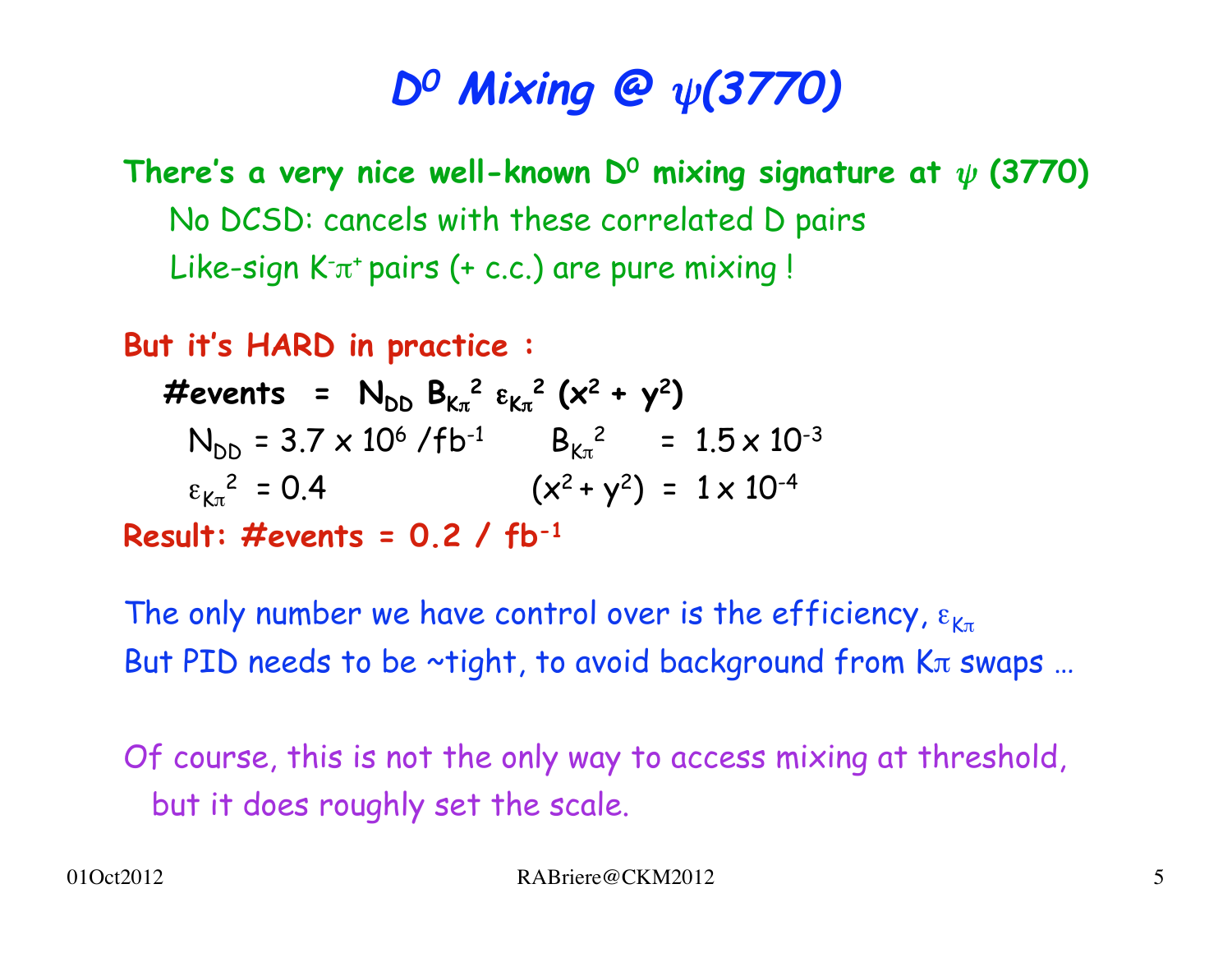# $D^0$ Mixing @ $\psi(3770)$

**There's a very nice well-known $D^0$ mixing signature at $\psi$ (3770)**

No DCSD: cancels with these correlated D pairs

Like-sign $K^-\pi^+$ pairs (+ c.c.) are pure mixing !

**But it's HARD in practice :**

$$\#\text{events} = N_{DD}\, B_{K\pi}^2\, \varepsilon_{K\pi}^2\, (x^2 + y^2)$$

$N_{DD} = 3.7 \times 10^6 \,/\text{fb}^{-1}$ $\quad$ $B_{K\pi}^2 = 1.5 \times 10^{-3}$

$\varepsilon_{K\pi}^2 = 0.4$ $\quad$ $(x^2 + y^2) = 1 \times 10^{-4}$

**Result: #events = 0.2 / $\text{fb}^{-1}$**

The only number we have control over is the efficiency, $\varepsilon_{K\pi}$

But PID needs to be ~tight, to avoid background from $K\pi$ swaps …

Of course, this is not the only way to access mixing at threshold, but it does roughly set the scale.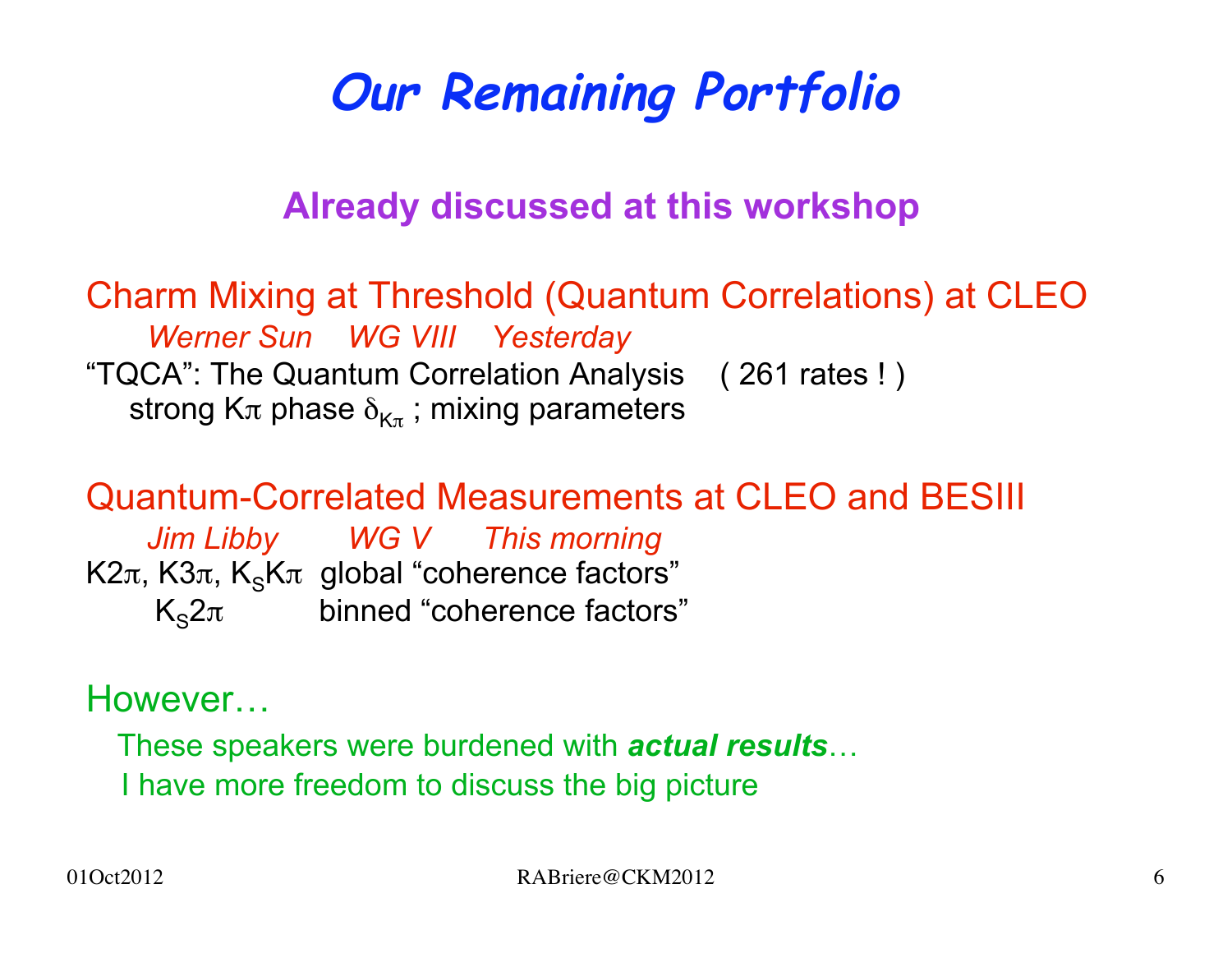# *Our Remaining Portfolio*

## Already discussed at this workshop

### Charm Mixing at Threshold (Quantum Correlations) at CLEO

*Werner Sun    WG VIII    Yesterday*

"TQCA": The Quantum Correlation Analysis    ( 261 rates ! )

strong $K\pi$ phase $\delta_{K\pi}$ ; mixing parameters

### Quantum-Correlated Measurements at CLEO and BESIII

*Jim Libby    WG V    This morning*

$K2\pi$, $K3\pi$, $K_S K\pi$  global "coherence factors"

$K_S 2\pi$  binned "coherence factors"

### However…

These speakers were burdened with ***actual results***…

I have more freedom to discuss the big picture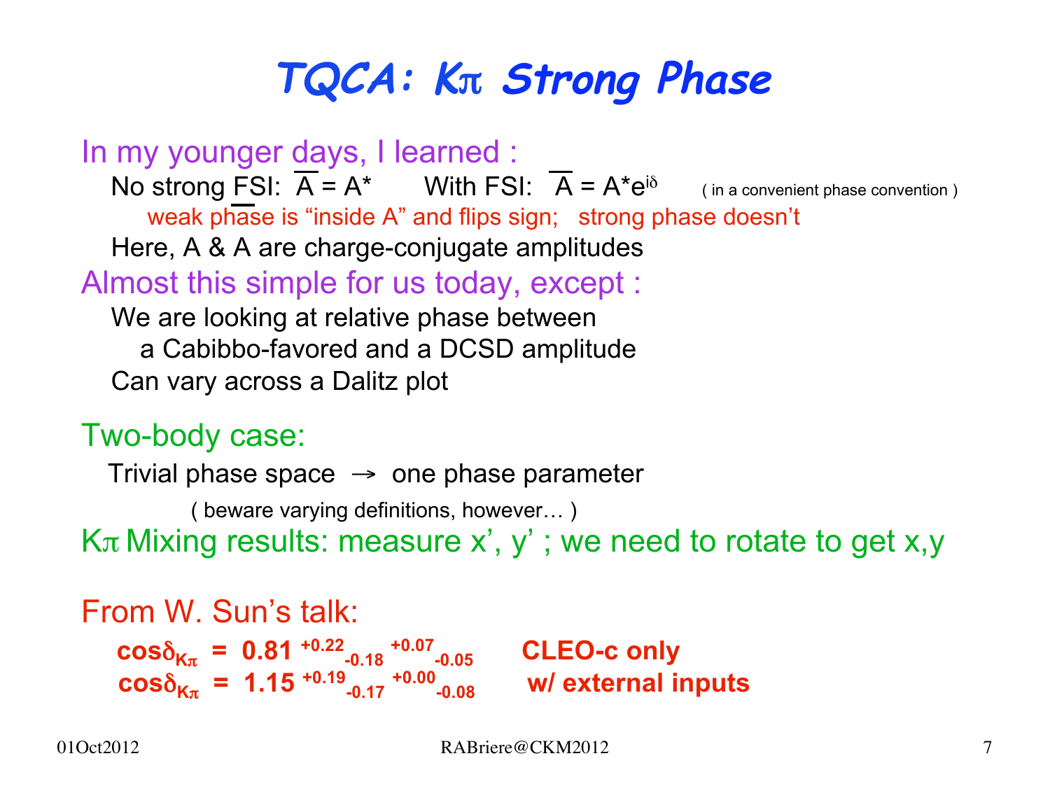# TQCA: $K\pi$ Strong Phase

In my younger days, I learned :

No strong FSI: $\overline{A} = A^*$ With FSI: $\overline{A} = A^* e^{i\delta}$ ( in a convenient phase convention )

weak phase is "inside A" and flips sign; strong phase doesn't

Here, A & $\overline{A}$ are charge-conjugate amplitudes

Almost this simple for us today, except :

We are looking at relative phase between
a Cabibbo-favored and a DCSD amplitude

Can vary across a Dalitz plot

Two-body case:

Trivial phase space → one phase parameter

( beware varying definitions, however… )

$K\pi$ Mixing results: measure x', y' ; we need to rotate to get x,y

From W. Sun's talk:

**$\cos\delta_{K\pi}$ = $0.81^{+0.22}_{-0.18}{}^{+0.07}_{-0.05}$ CLEO-c only**

**$\cos\delta_{K\pi}$ = $1.15^{+0.19}_{-0.17}{}^{+0.00}_{-0.08}$ w/ external inputs**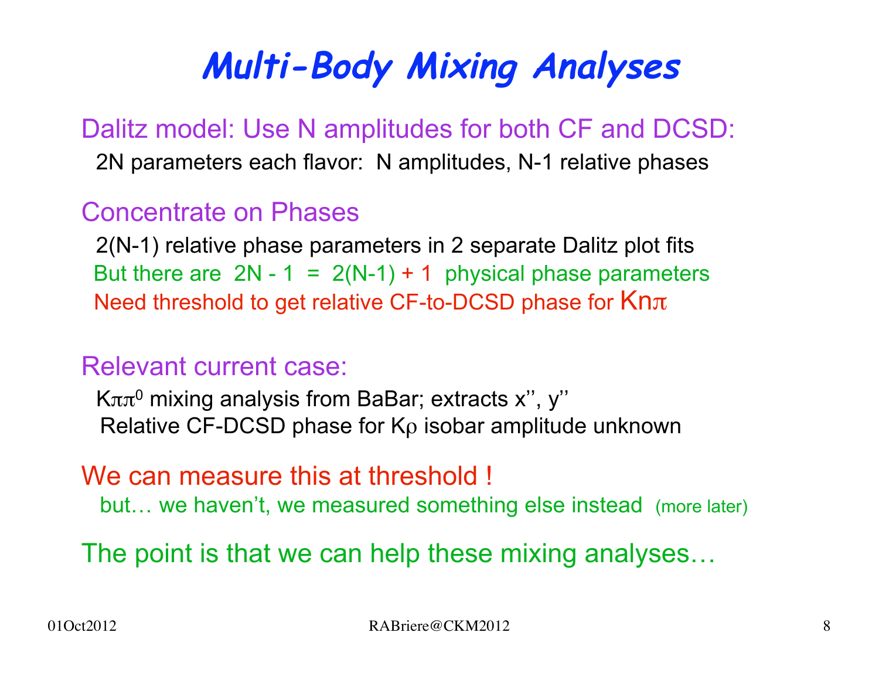# Multi-Body Mixing Analyses

Dalitz model: Use N amplitudes for both CF and DCSD:

2N parameters each flavor: N amplitudes, N-1 relative phases

Concentrate on Phases

2(N-1) relative phase parameters in 2 separate Dalitz plot fits

But there are 2N - 1 = 2(N-1) + 1 physical phase parameters

Need threshold to get relative CF-to-DCSD phase for $Kn\pi$

Relevant current case:

$K\pi\pi^0$ mixing analysis from BaBar; extracts x'', y''

Relative CF-DCSD phase for $K\rho$ isobar amplitude unknown

We can measure this at threshold !

but… we haven't, we measured something else instead (more later)

The point is that we can help these mixing analyses…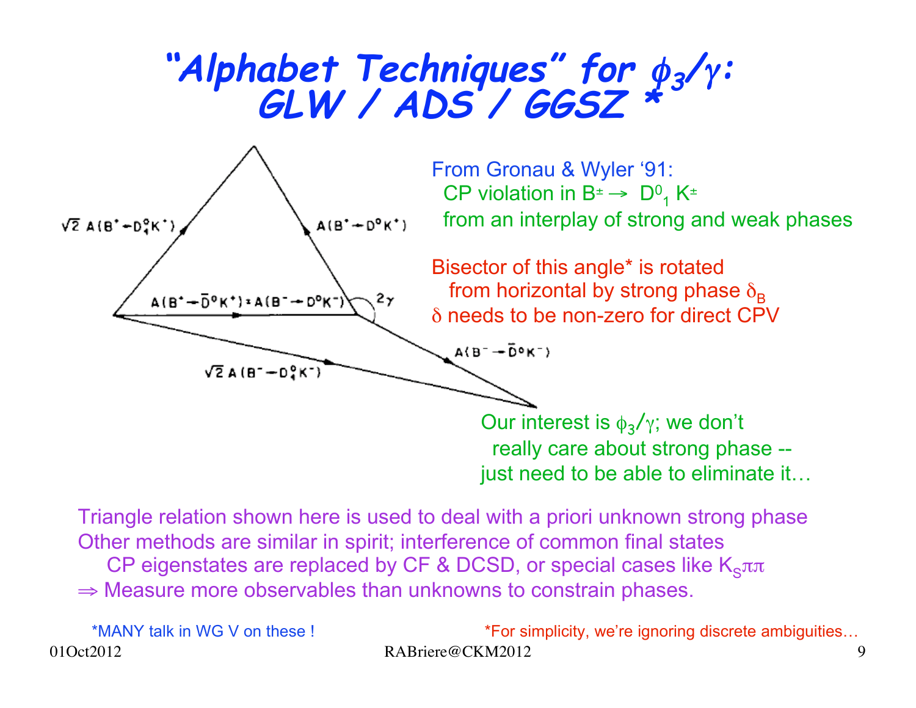# *"Alphabet Techniques" for $\phi_3/\gamma$: GLW / ADS / GGSZ \**

From Gronau & Wyler '91:
CP violation in $B^{\pm} \rightarrow D^0_1 K^{\pm}$
from an interplay of strong and weak phases

Bisector of this angle* is rotated
from horizontal by strong phase $\delta_B$
$\delta$ needs to be non-zero for direct CPV

Our interest is $\phi_3/\gamma$; we don't
really care about strong phase --
just need to be able to eliminate it…

Triangle relation shown here is used to deal with a priori unknown strong phase
Other methods are similar in spirit; interference of common final states
CP eigenstates are replaced by CF & DCSD, or special cases like $K_S\pi\pi$
$\Rightarrow$ Measure more observables than unknowns to constrain phases.

*MANY talk in WG V on these !

*For simplicity, we're ignoring discrete ambiguities…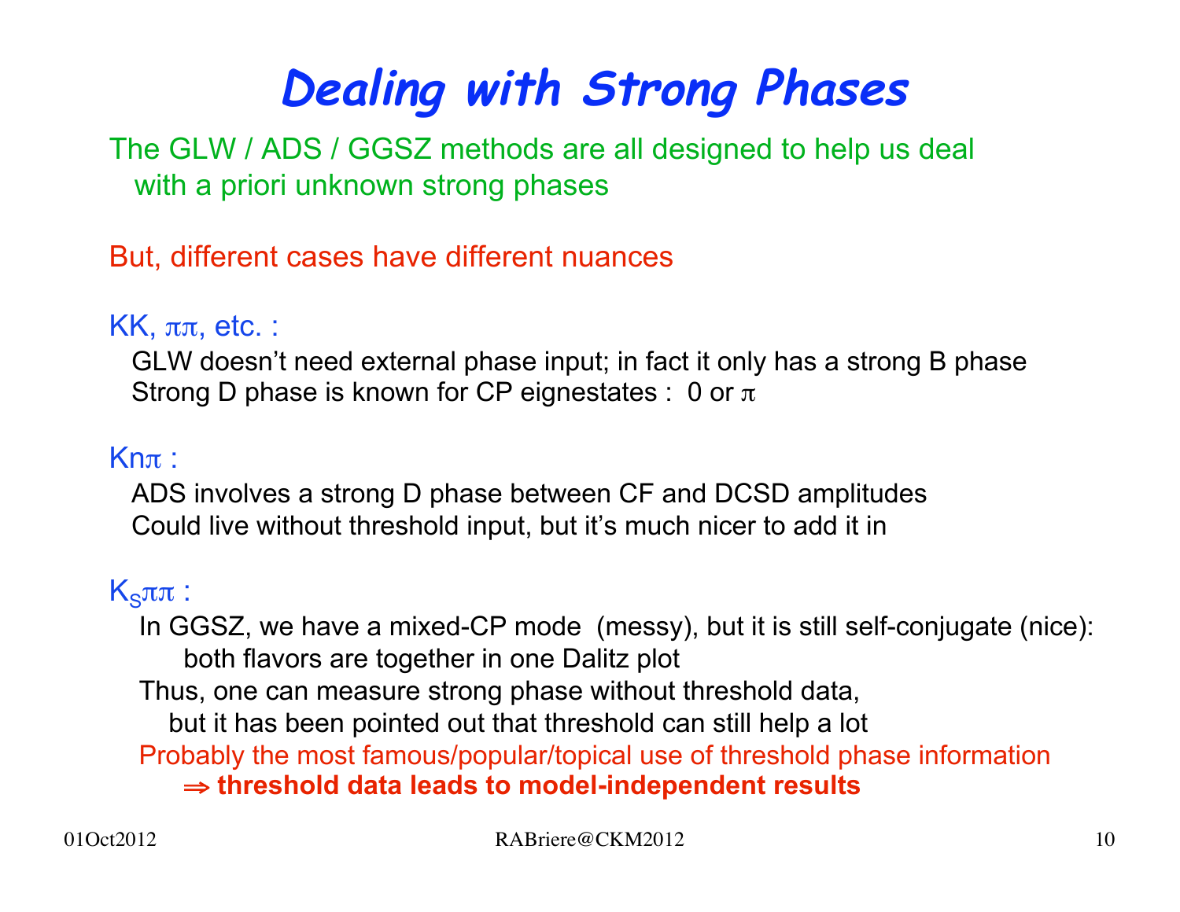# Dealing with Strong Phases

The GLW / ADS / GGSZ methods are all designed to help us deal with a priori unknown strong phases

But, different cases have different nuances

KK, $\pi\pi$, etc. :

GLW doesn't need external phase input; in fact it only has a strong B phase
Strong D phase is known for CP eignestates : 0 or $\pi$

Kn$\pi$ :

ADS involves a strong D phase between CF and DCSD amplitudes
Could live without threshold input, but it's much nicer to add it in

$K_S\pi\pi$ :

In GGSZ, we have a mixed-CP mode (messy), but it is still self-conjugate (nice):
both flavors are together in one Dalitz plot

Thus, one can measure strong phase without threshold data,
but it has been pointed out that threshold can still help a lot

Probably the most famous/popular/topical use of threshold phase information

$\Rightarrow$ **threshold data leads to model-independent results**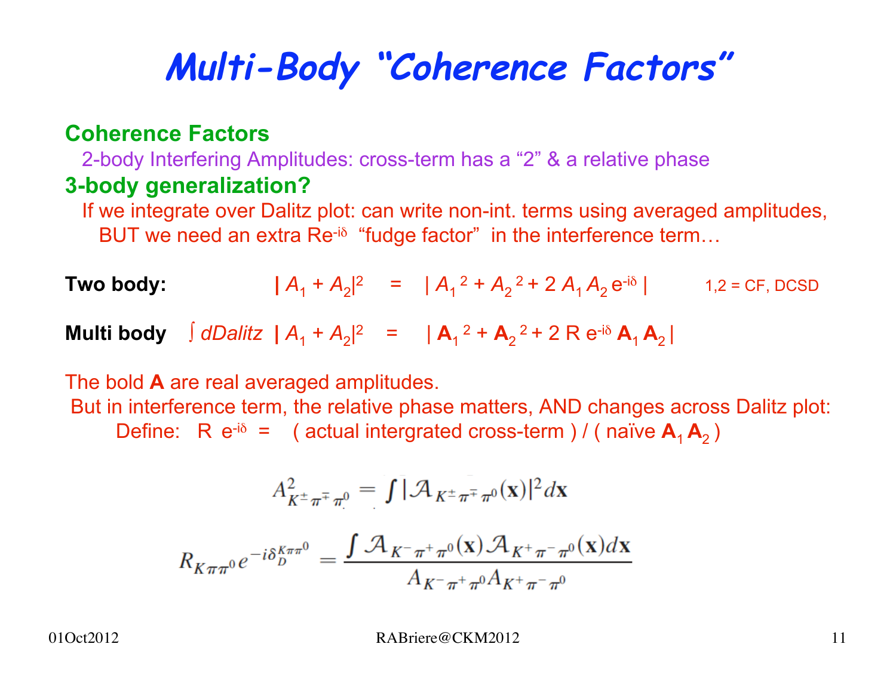# Multi-Body "Coherence Factors"

**Coherence Factors**

2-body Interfering Amplitudes: cross-term has a "2" & a relative phase

**3-body generalization?**

If we integrate over Dalitz plot: can write non-int. terms using averaged amplitudes, BUT we need an extra $Re^{-i\delta}$ "fudge factor" in the interference term…

**Two body:** $|A_1 + A_2|^2 = |A_1{}^2 + A_2{}^2 + 2\, A_1 A_2\, e^{-i\delta}|$ 1,2 = CF, DCSD

**Multi body** $\int dDalitz\ |A_1 + A_2|^2 = |\mathbf{A}_1{}^2 + \mathbf{A}_2{}^2 + 2\, R\, e^{-i\delta}\, \mathbf{A}_1 \mathbf{A}_2|$

The bold **A** are real averaged amplitudes.

But in interference term, the relative phase matters, AND changes across Dalitz plot:

Define: $R\, e^{-i\delta}$ = ( actual intergrated cross-term ) / ( naïve $\mathbf{A}_1 \mathbf{A}_2$ )

$$A^2_{K^\pm \pi^\mp \pi^0} = \int |\mathcal{A}_{K^\pm \pi^\mp \pi^0}(\mathbf{x})|^2 d\mathbf{x}$$

$$R_{K\pi\pi^0} e^{-i\delta_D^{K\pi\pi^0}} = \frac{\int \mathcal{A}_{K^-\pi^+\pi^0}(\mathbf{x}) \mathcal{A}_{K^+\pi^-\pi^0}(\mathbf{x}) d\mathbf{x}}{A_{K^-\pi^+\pi^0} A_{K^+\pi^-\pi^0}}$$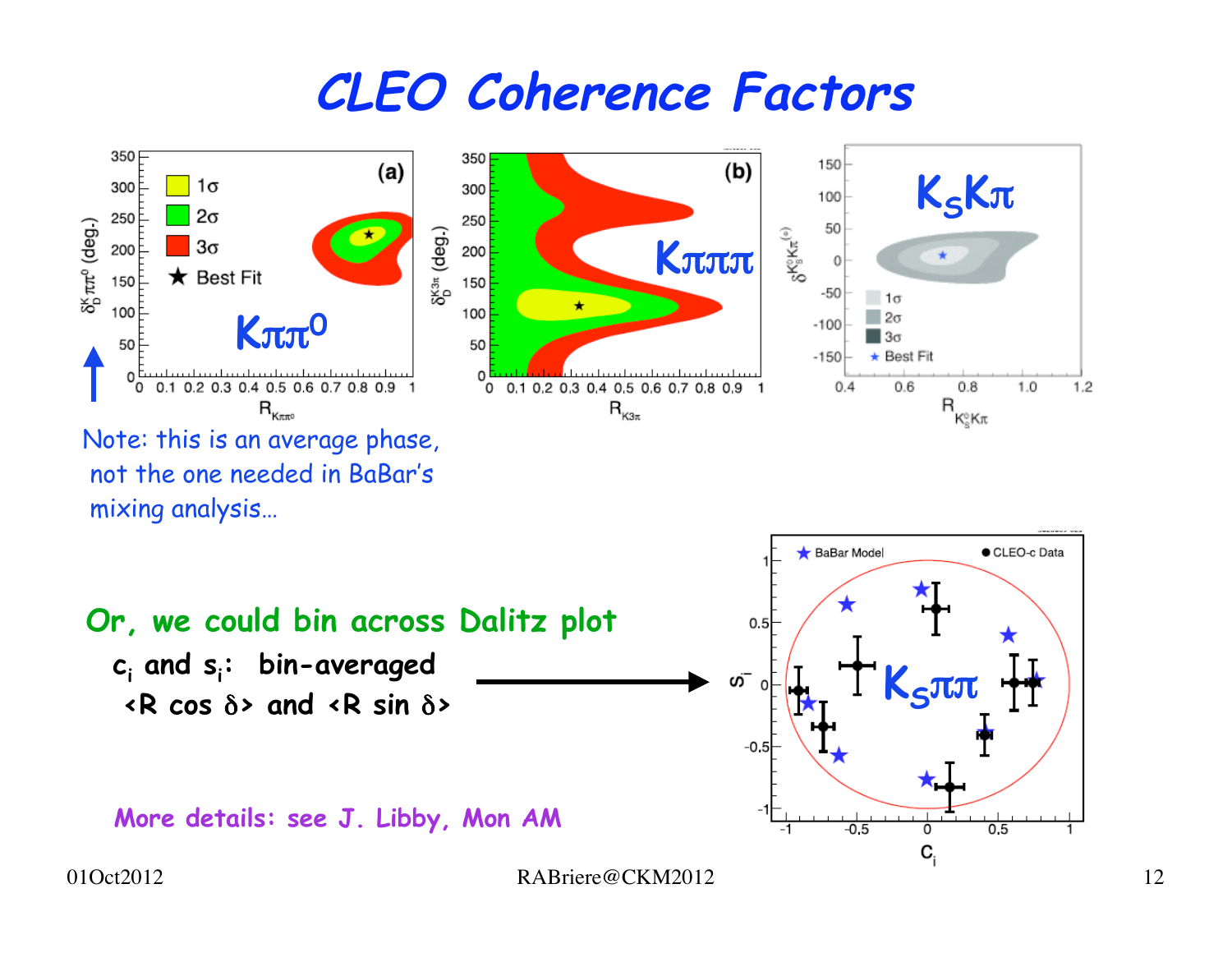# CLEO Coherence Factors

$K\pi\pi^0$

$K\pi\pi\pi$

$K_S K\pi$

Note: this is an average phase, not the one needed in BaBar's mixing analysis…

**Or, we could bin across Dalitz plot**

**$c_i$ and $s_i$: bin-averaged $\langle R \cos\delta \rangle$ and $\langle R \sin\delta \rangle$**

$K_S\pi\pi$

More details: see J. Libby, Mon AM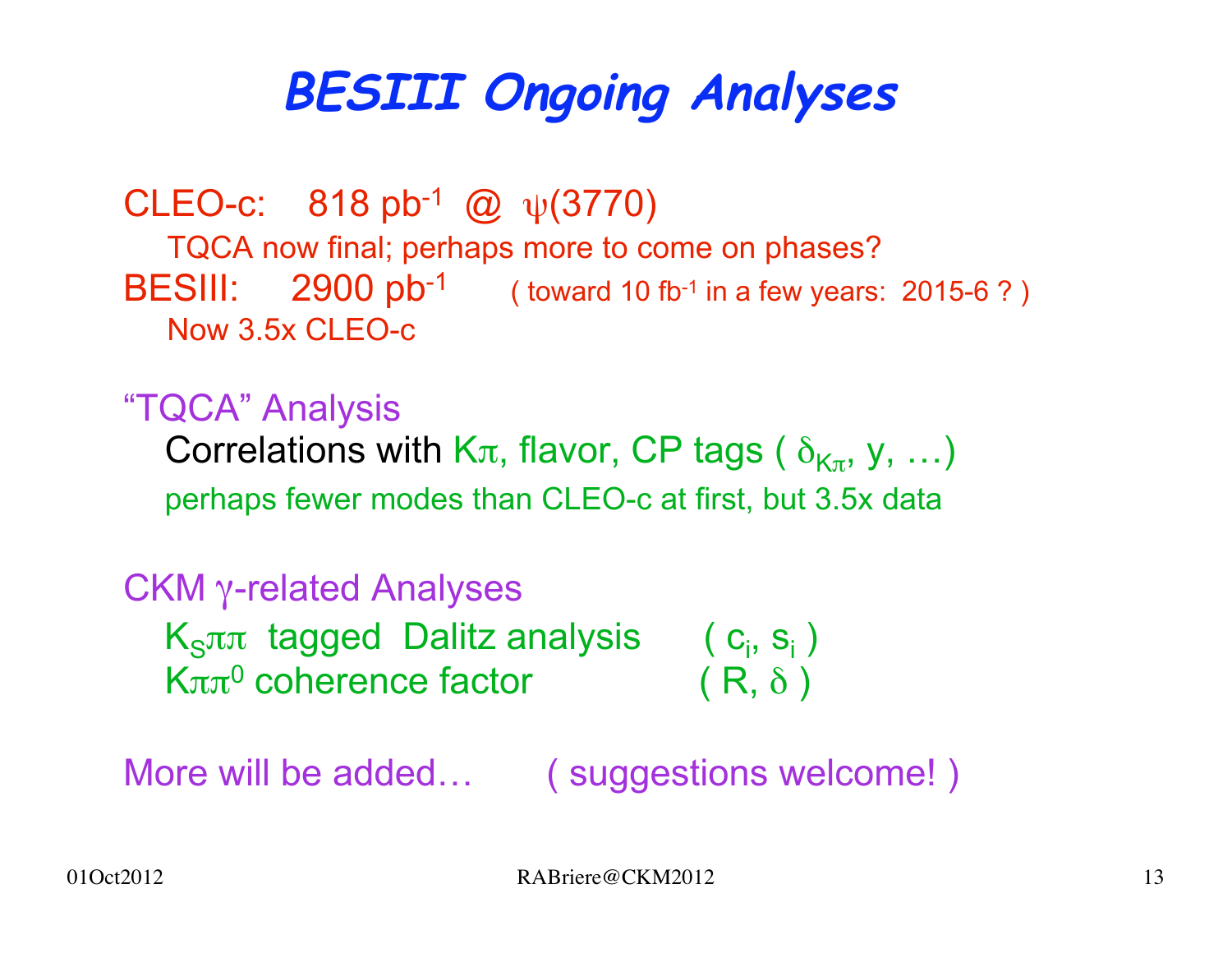# BESIII Ongoing Analyses

CLEO-c: 818 $pb^{-1}$ @ $\psi(3770)$

TQCA now final; perhaps more to come on phases?

BESIII: 2900 $pb^{-1}$ ( toward 10 $fb^{-1}$ in a few years: 2015-6 ? )

Now 3.5x CLEO-c

"TQCA" Analysis

Correlations with $K\pi$, flavor, CP tags ( $\delta_{K\pi}$, y, …)

perhaps fewer modes than CLEO-c at first, but 3.5x data

CKM $\gamma$-related Analyses

$K_S\pi\pi$ tagged Dalitz analysis ( $c_i$, $s_i$ )

$K\pi\pi^0$ coherence factor ( R, $\delta$ )

More will be added… ( suggestions welcome! )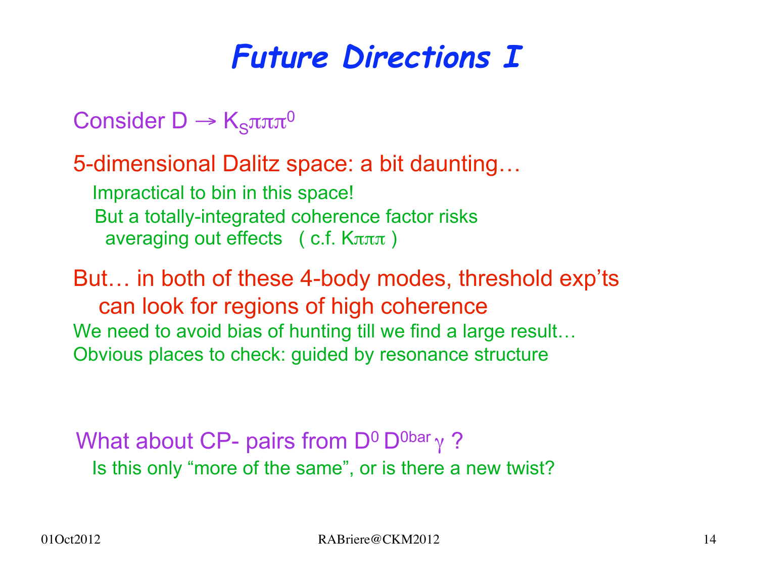# *Future Directions I*

Consider $D \rightarrow K_S\pi\pi\pi^0$

5-dimensional Dalitz space: a bit daunting…

Impractical to bin in this space!

But a totally-integrated coherence factor risks averaging out effects ( c.f. $K\pi\pi\pi$ )

But… in both of these 4-body modes, threshold exp'ts can look for regions of high coherence

We need to avoid bias of hunting till we find a large result…

Obvious places to check: guided by resonance structure

What about CP- pairs from $D^0 D^{0bar} \gamma$ ?

Is this only "more of the same", or is there a new twist?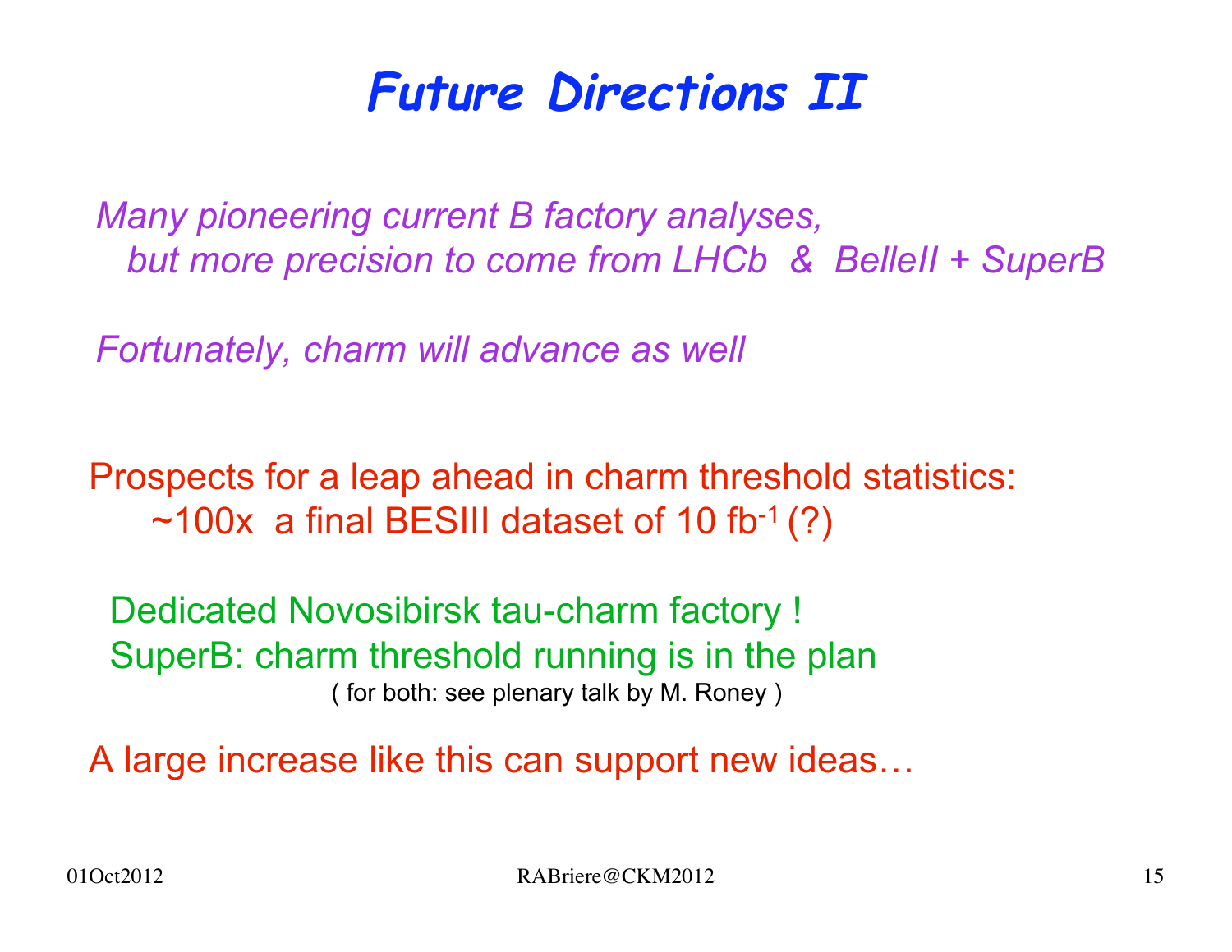# Future Directions II

*Many pioneering current B factory analyses,*
*but more precision to come from LHCb & BelleII + SuperB*

*Fortunately, charm will advance as well*

Prospects for a leap ahead in charm threshold statistics:
~100x a final BESIII dataset of 10 $fb^{-1}$ (?)

Dedicated Novosibirsk tau-charm factory !
SuperB: charm threshold running is in the plan
( for both: see plenary talk by M. Roney )

A large increase like this can support new ideas…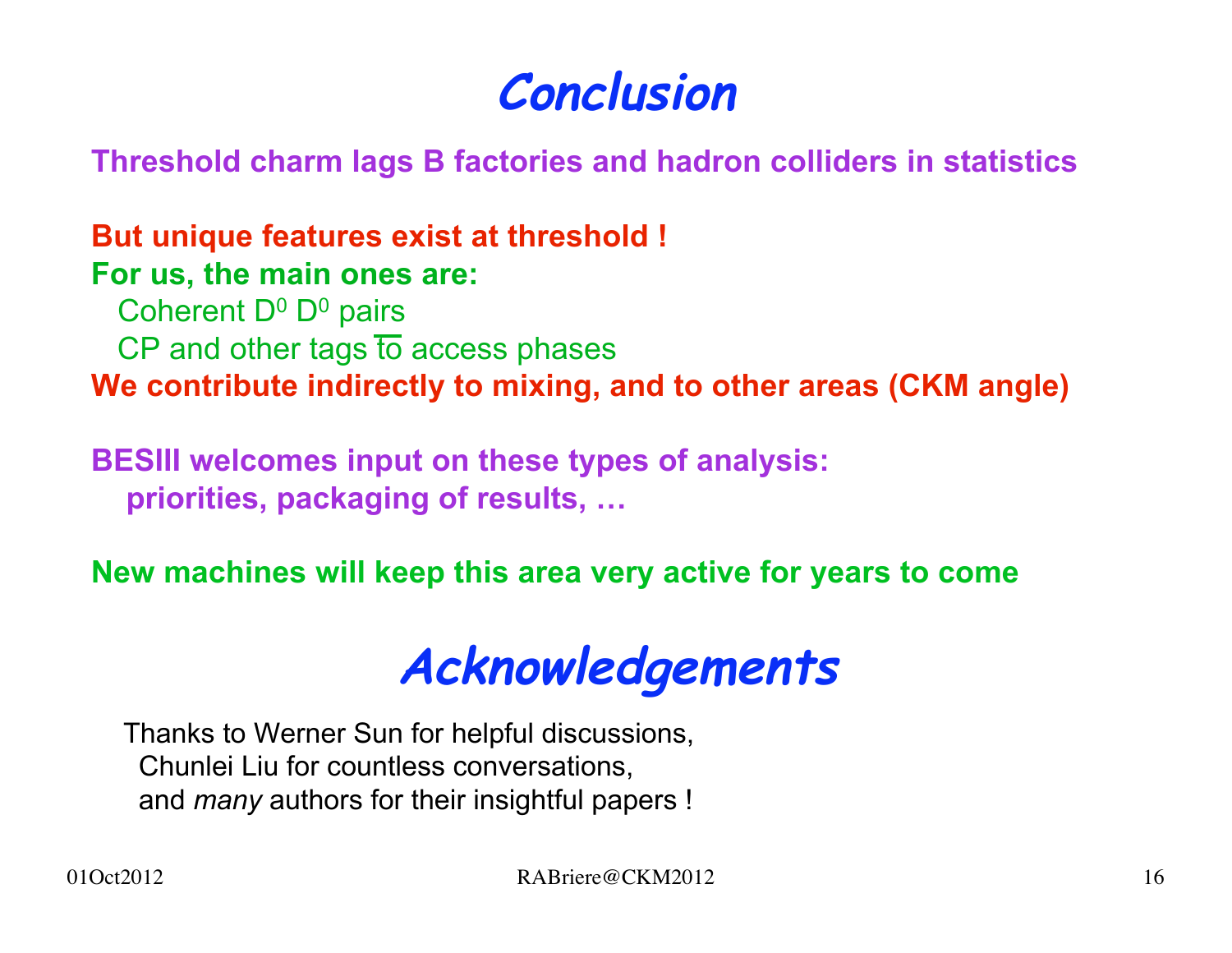# Conclusion

**Threshold charm lags B factories and hadron colliders in statistics**

**But unique features exist at threshold !**

**For us, the main ones are:**

- Coherent $D^0 \overline{D^0}$ pairs
- CP and other tags to access phases

**We contribute indirectly to mixing, and to other areas (CKM angle)**

**BESIII welcomes input on these types of analysis:**
**priorities, packaging of results, …**

**New machines will keep this area very active for years to come**

# Acknowledgements

Thanks to Werner Sun for helpful discussions,
Chunlei Liu for countless conversations,
and *many* authors for their insightful papers !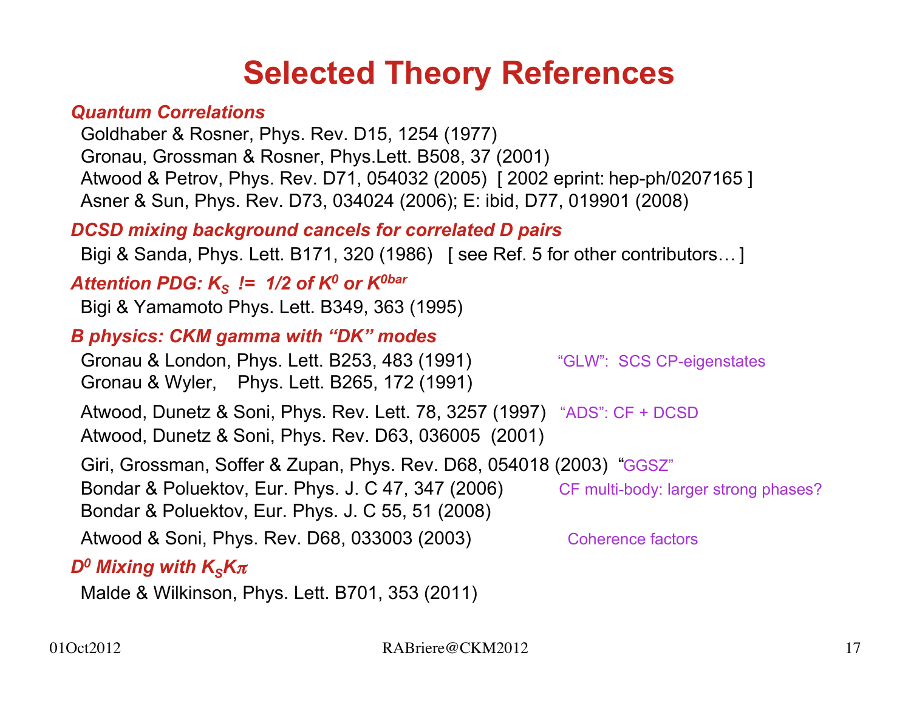# Selected Theory References

### *Quantum Correlations*

Goldhaber & Rosner, Phys. Rev. D15, 1254 (1977)
Gronau, Grossman & Rosner, Phys.Lett. B508, 37 (2001)
Atwood & Petrov, Phys. Rev. D71, 054032 (2005) [ 2002 eprint: hep-ph/0207165 ]
Asner & Sun, Phys. Rev. D73, 034024 (2006); E: ibid, D77, 019901 (2008)

### *DCSD mixing background cancels for correlated D pairs*

Bigi & Sanda, Phys. Lett. B171, 320 (1986) [ see Ref. 5 for other contributors… ]

### *Attention PDG: $K_S$ != 1/2 of $K^0$ or $K^{0bar}$*

Bigi & Yamamoto Phys. Lett. B349, 363 (1995)

### *B physics: CKM gamma with "DK" modes*

Gronau & London, Phys. Lett. B253, 483 (1991) — "GLW": SCS CP-eigenstates
Gronau & Wyler, Phys. Lett. B265, 172 (1991)

Atwood, Dunetz & Soni, Phys. Rev. Lett. 78, 3257 (1997) — "ADS": CF + DCSD
Atwood, Dunetz & Soni, Phys. Rev. D63, 036005 (2001)

Giri, Grossman, Soffer & Zupan, Phys. Rev. D68, 054018 (2003) "GGSZ"
Bondar & Poluektov, Eur. Phys. J. C 47, 347 (2006) — CF multi-body: larger strong phases?
Bondar & Poluektov, Eur. Phys. J. C 55, 51 (2008)

Atwood & Soni, Phys. Rev. D68, 033003 (2003) — Coherence factors

### *$D^0$ Mixing with $K_S K\pi$*

Malde & Wilkinson, Phys. Lett. B701, 353 (2011)